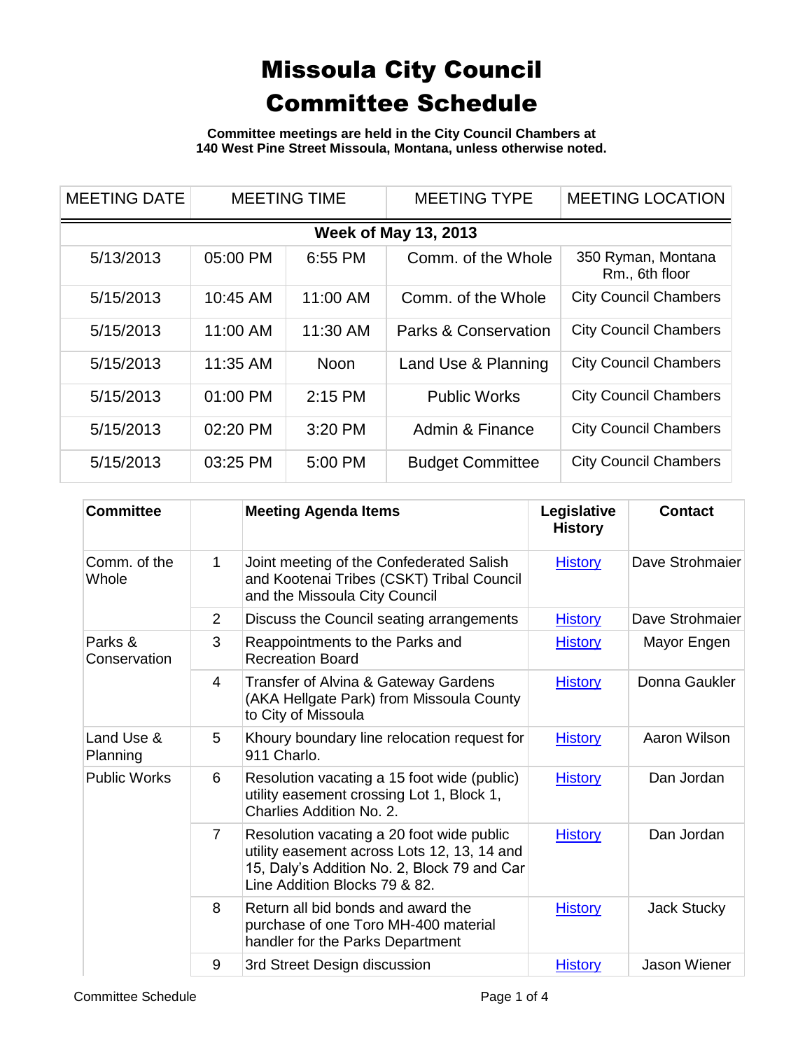# Missoula City Council Committee Schedule

**Committee meetings are held in the City Council Chambers at 140 West Pine Street Missoula, Montana, unless otherwise noted.**

| MEETING DATE | MEETING TIME | | MEETING TYPE | MEETING LOCATION |
|---|---|---|---|---|
| **Week of May 13, 2013** | | | | |
| 5/13/2013 | 05:00 PM | 6:55 PM | Comm. of the Whole | 350 Ryman, Montana Rm., 6th floor |
| 5/15/2013 | 10:45 AM | 11:00 AM | Comm. of the Whole | City Council Chambers |
| 5/15/2013 | 11:00 AM | 11:30 AM | Parks & Conservation | City Council Chambers |
| 5/15/2013 | 11:35 AM | Noon | Land Use & Planning | City Council Chambers |
| 5/15/2013 | 01:00 PM | 2:15 PM | Public Works | City Council Chambers |
| 5/15/2013 | 02:20 PM | 3:20 PM | Admin & Finance | City Council Chambers |
| 5/15/2013 | 03:25 PM | 5:00 PM | Budget Committee | City Council Chambers |

| Committee | | Meeting Agenda Items | Legislative History | Contact |
|---|---|---|---|---|
| Comm. of the Whole | 1 | Joint meeting of the Confederated Salish and Kootenai Tribes (CSKT) Tribal Council and the Missoula City Council | History | Dave Strohmaier |
| | 2 | Discuss the Council seating arrangements | History | Dave Strohmaier |
| Parks & Conservation | 3 | Reappointments to the Parks and Recreation Board | History | Mayor Engen |
| | 4 | Transfer of Alvina & Gateway Gardens (AKA Hellgate Park) from Missoula County to City of Missoula | History | Donna Gaukler |
| Land Use & Planning | 5 | Khoury boundary line relocation request for 911 Charlo. | History | Aaron Wilson |
| Public Works | 6 | Resolution vacating a 15 foot wide (public) utility easement crossing Lot 1, Block 1, Charlies Addition No. 2. | History | Dan Jordan |
| | 7 | Resolution vacating a 20 foot wide public utility easement across Lots 12, 13, 14 and 15, Daly's Addition No. 2, Block 79 and Car Line Addition Blocks 79 & 82. | History | Dan Jordan |
| | 8 | Return all bid bonds and award the purchase of one Toro MH-400 material handler for the Parks Department | History | Jack Stucky |
| | 9 | 3rd Street Design discussion | History | Jason Wiener |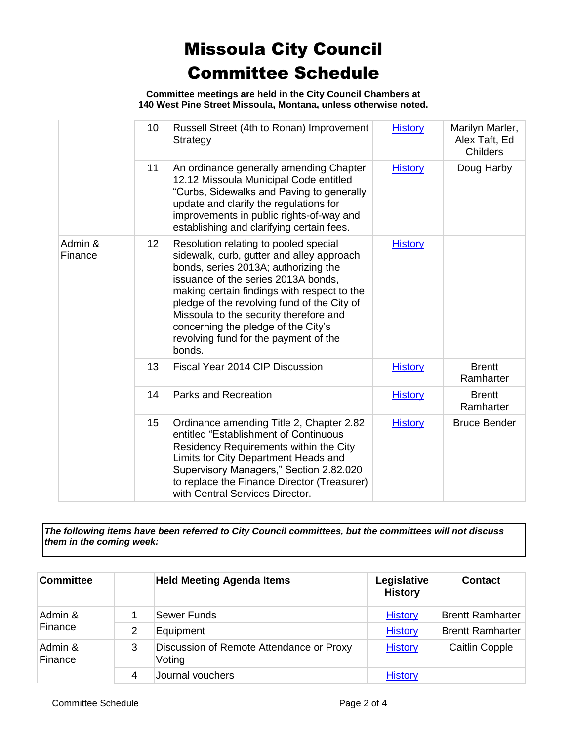# Missoula City Council Committee Schedule

**Committee meetings are held in the City Council Chambers at 140 West Pine Street Missoula, Montana, unless otherwise noted.**

| | | | | |
|---|---|---|---|---|
| | 10 | Russell Street (4th to Ronan) Improvement Strategy | History | Marilyn Marler, Alex Taft, Ed Childers |
| | 11 | An ordinance generally amending Chapter 12.12 Missoula Municipal Code entitled "Curbs, Sidewalks and Paving to generally update and clarify the regulations for improvements in public rights-of-way and establishing and clarifying certain fees. | History | Doug Harby |
| Admin & Finance | 12 | Resolution relating to pooled special sidewalk, curb, gutter and alley approach bonds, series 2013A; authorizing the issuance of the series 2013A bonds, making certain findings with respect to the pledge of the revolving fund of the City of Missoula to the security therefore and concerning the pledge of the City's revolving fund for the payment of the bonds. | History | |
| | 13 | Fiscal Year 2014 CIP Discussion | History | Brentt Ramharter |
| | 14 | Parks and Recreation | History | Brentt Ramharter |
| | 15 | Ordinance amending Title 2, Chapter 2.82 entitled "Establishment of Continuous Residency Requirements within the City Limits for City Department Heads and Supervisory Managers," Section 2.82.020 to replace the Finance Director (Treasurer) with Central Services Director. | History | Bruce Bender |

***The following items have been referred to City Council committees, but the committees will not discuss them in the coming week:***

| Committee | | Held Meeting Agenda Items | Legislative History | Contact |
|---|---|---|---|---|
| Admin & Finance | 1 | Sewer Funds | History | Brentt Ramharter |
| | 2 | Equipment | History | Brentt Ramharter |
| Admin & Finance | 3 | Discussion of Remote Attendance or Proxy Voting | History | Caitlin Copple |
| | 4 | Journal vouchers | History | |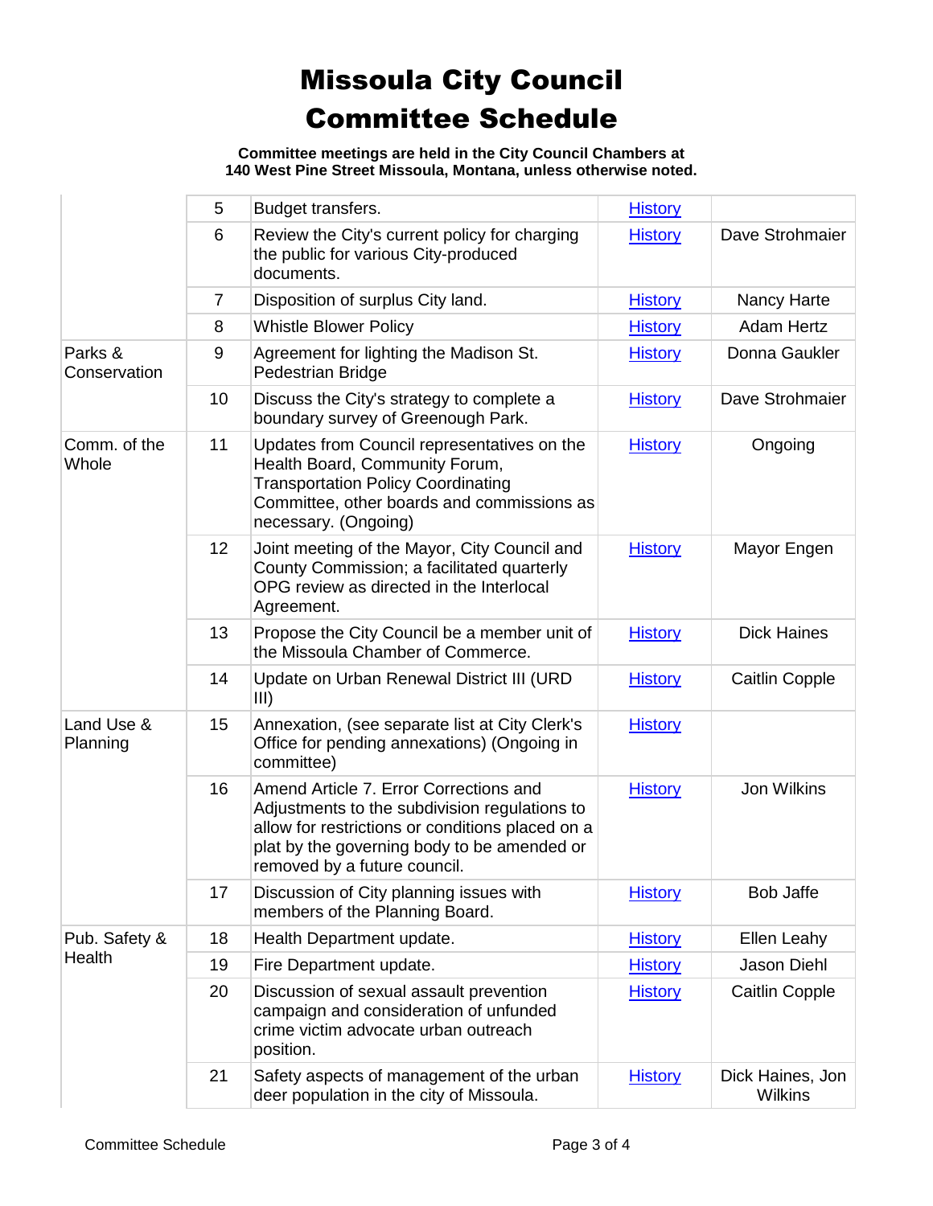# Missoula City Council
# Committee Schedule

**Committee meetings are held in the City Council Chambers at 140 West Pine Street Missoula, Montana, unless otherwise noted.**

| | | | | |
|---|---|---|---|---|
| | 5 | Budget transfers. | History | |
| | 6 | Review the City's current policy for charging the public for various City-produced documents. | History | Dave Strohmaier |
| | 7 | Disposition of surplus City land. | History | Nancy Harte |
| | 8 | Whistle Blower Policy | History | Adam Hertz |
| Parks & Conservation | 9 | Agreement for lighting the Madison St. Pedestrian Bridge | History | Donna Gaukler |
| | 10 | Discuss the City's strategy to complete a boundary survey of Greenough Park. | History | Dave Strohmaier |
| Comm. of the Whole | 11 | Updates from Council representatives on the Health Board, Community Forum, Transportation Policy Coordinating Committee, other boards and commissions as necessary. (Ongoing) | History | Ongoing |
| | 12 | Joint meeting of the Mayor, City Council and County Commission; a facilitated quarterly OPG review as directed in the Interlocal Agreement. | History | Mayor Engen |
| | 13 | Propose the City Council be a member unit of the Missoula Chamber of Commerce. | History | Dick Haines |
| | 14 | Update on Urban Renewal District III (URD III) | History | Caitlin Copple |
| Land Use & Planning | 15 | Annexation, (see separate list at City Clerk's Office for pending annexations) (Ongoing in committee) | History | |
| | 16 | Amend Article 7. Error Corrections and Adjustments to the subdivision regulations to allow for restrictions or conditions placed on a plat by the governing body to be amended or removed by a future council. | History | Jon Wilkins |
| | 17 | Discussion of City planning issues with members of the Planning Board. | History | Bob Jaffe |
| Pub. Safety & Health | 18 | Health Department update. | History | Ellen Leahy |
| | 19 | Fire Department update. | History | Jason Diehl |
| | 20 | Discussion of sexual assault prevention campaign and consideration of unfunded crime victim advocate urban outreach position. | History | Caitlin Copple |
| | 21 | Safety aspects of management of the urban deer population in the city of Missoula. | History | Dick Haines, Jon Wilkins |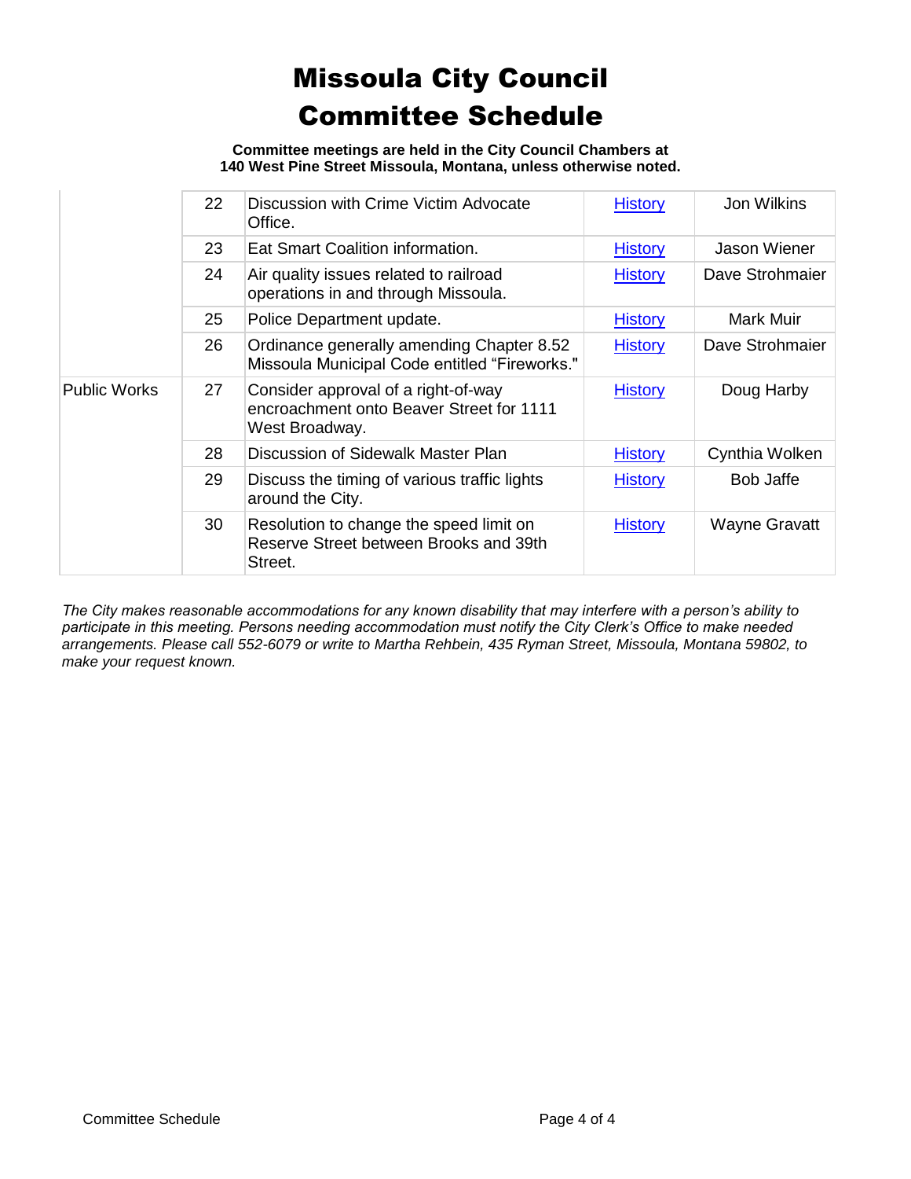# Missoula City Council Committee Schedule

**Committee meetings are held in the City Council Chambers at 140 West Pine Street Missoula, Montana, unless otherwise noted.**

| | | | | |
|---|---|---|---|---|
| | 22 | Discussion with Crime Victim Advocate Office. | History | Jon Wilkins |
| | 23 | Eat Smart Coalition information. | History | Jason Wiener |
| | 24 | Air quality issues related to railroad operations in and through Missoula. | History | Dave Strohmaier |
| | 25 | Police Department update. | History | Mark Muir |
| | 26 | Ordinance generally amending Chapter 8.52 Missoula Municipal Code entitled "Fireworks." | History | Dave Strohmaier |
| Public Works | 27 | Consider approval of a right-of-way encroachment onto Beaver Street for 1111 West Broadway. | History | Doug Harby |
| | 28 | Discussion of Sidewalk Master Plan | History | Cynthia Wolken |
| | 29 | Discuss the timing of various traffic lights around the City. | History | Bob Jaffe |
| | 30 | Resolution to change the speed limit on Reserve Street between Brooks and 39th Street. | History | Wayne Gravatt |

*The City makes reasonable accommodations for any known disability that may interfere with a person's ability to participate in this meeting. Persons needing accommodation must notify the City Clerk's Office to make needed arrangements. Please call 552-6079 or write to Martha Rehbein, 435 Ryman Street, Missoula, Montana 59802, to make your request known.*